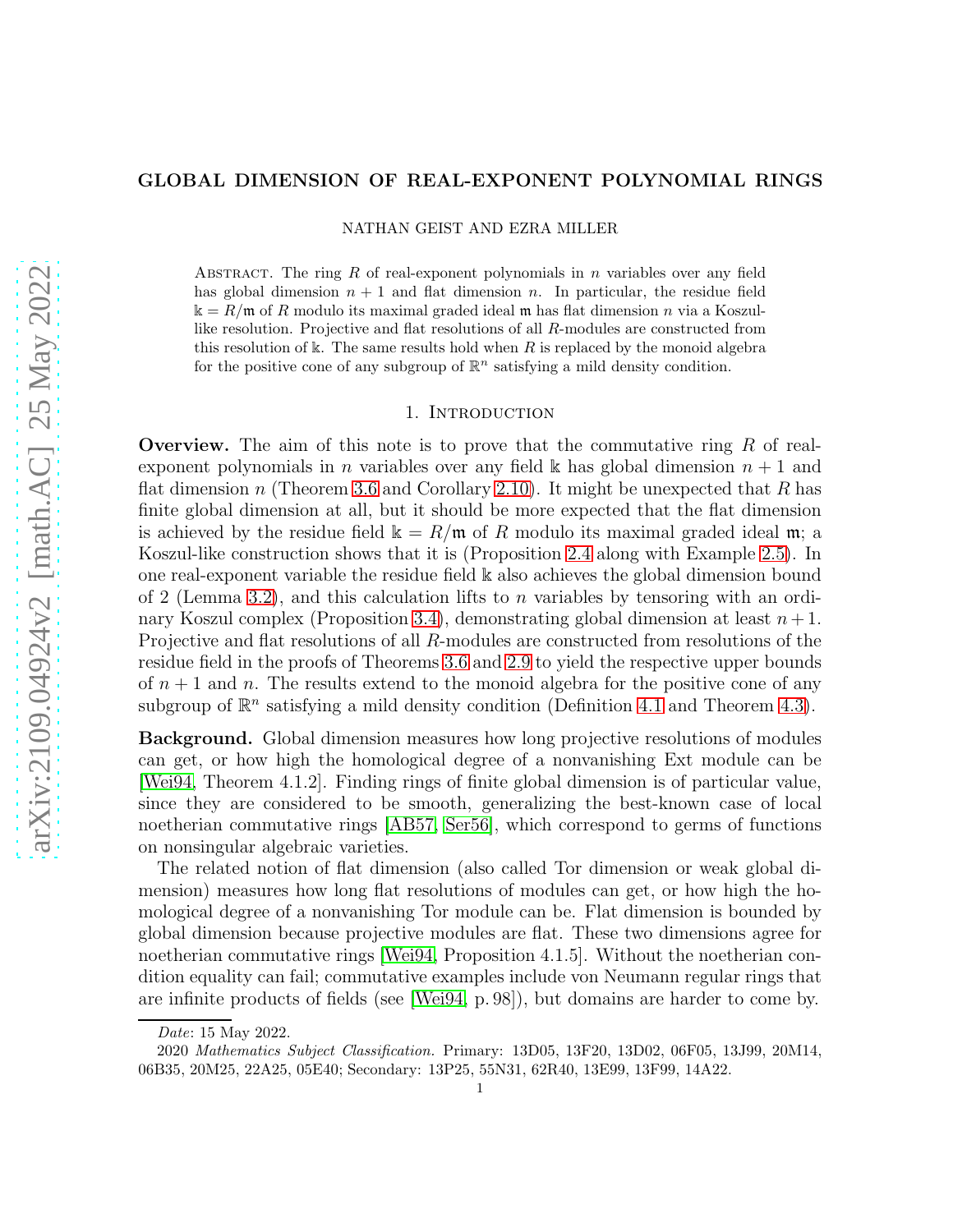# GLOBAL DIMENSION OF REAL-EXPONENT POLYNOMIAL RINGS

NATHAN GEIST AND EZRA MILLER

Abstract. The ring $R$ of real-exponent polynomials in $n$ variables over any field has global dimension $n+1$ and flat dimension $n$. In particular, the residue field $\Bbbk = R/\mathfrak{m}$ of $R$ modulo its maximal graded ideal $\mathfrak{m}$ has flat dimension $n$ via a Koszul-like resolution. Projective and flat resolutions of all $R$-modules are constructed from this resolution of $\Bbbk$. The same results hold when $R$ is replaced by the monoid algebra for the positive cone of any subgroup of $\mathbb{R}^n$ satisfying a mild density condition.

## 1. Introduction

**Overview.** The aim of this note is to prove that the commutative ring $R$ of real-exponent polynomials in $n$ variables over any field $\Bbbk$ has global dimension $n+1$ and flat dimension $n$ (Theorem 3.6 and Corollary 2.10). It might be unexpected that $R$ has finite global dimension at all, but it should be more expected that the flat dimension is achieved by the residue field $\Bbbk = R/\mathfrak{m}$ of $R$ modulo its maximal graded ideal $\mathfrak{m}$; a Koszul-like construction shows that it is (Proposition 2.4 along with Example 2.5). In one real-exponent variable the residue field $\Bbbk$ also achieves the global dimension bound of 2 (Lemma 3.2), and this calculation lifts to $n$ variables by tensoring with an ordinary Koszul complex (Proposition 3.4), demonstrating global dimension at least $n+1$. Projective and flat resolutions of all $R$-modules are constructed from resolutions of the residue field in the proofs of Theorems 3.6 and 2.9 to yield the respective upper bounds of $n+1$ and $n$. The results extend to the monoid algebra for the positive cone of any subgroup of $\mathbb{R}^n$ satisfying a mild density condition (Definition 4.1 and Theorem 4.3).

**Background.** Global dimension measures how long projective resolutions of modules can get, or how high the homological degree of a nonvanishing Ext module can be [Wei94, Theorem 4.1.2]. Finding rings of finite global dimension is of particular value, since they are considered to be smooth, generalizing the best-known case of local noetherian commutative rings [AB57, Ser56], which correspond to germs of functions on nonsingular algebraic varieties.

The related notion of flat dimension (also called Tor dimension or weak global dimension) measures how long flat resolutions of modules can get, or how high the homological degree of a nonvanishing Tor module can be. Flat dimension is bounded by global dimension because projective modules are flat. These two dimensions agree for noetherian commutative rings [Wei94, Proposition 4.1.5]. Without the noetherian condition equality can fail; commutative examples include von Neumann regular rings that are infinite products of fields (see [Wei94, p. 98]), but domains are harder to come by.

*Date*: 15 May 2022.

2020 *Mathematics Subject Classification.* Primary: 13D05, 13F20, 13D02, 06F05, 13J99, 20M14, 06B35, 20M25, 22A25, 05E40; Secondary: 13P25, 55N31, 62R40, 13E99, 13F99, 14A22.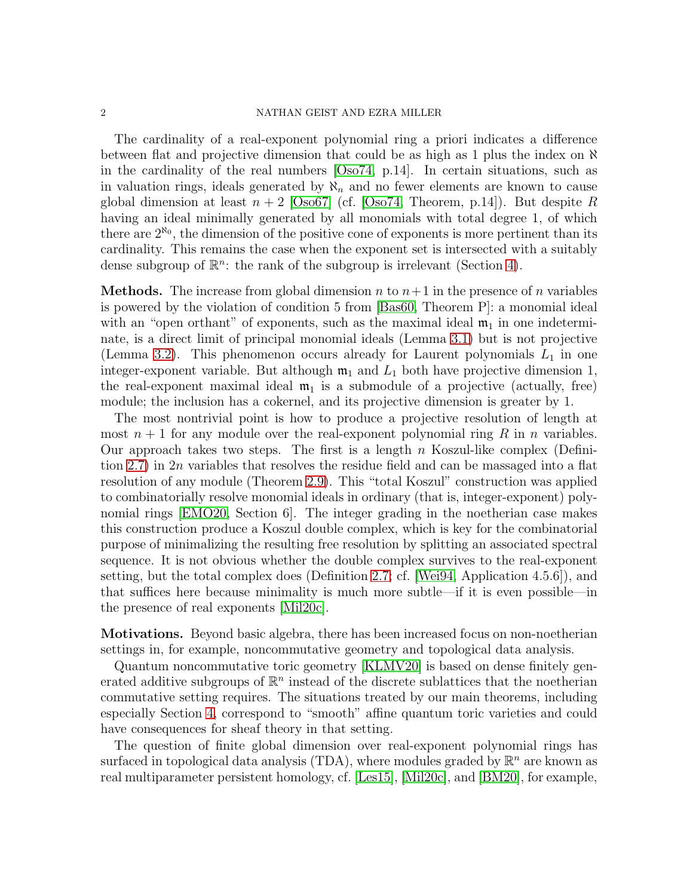The cardinality of a real-exponent polynomial ring a priori indicates a difference between flat and projective dimension that could be as high as 1 plus the index on $\aleph$ in the cardinality of the real numbers [Oso74, p.14]. In certain situations, such as in valuation rings, ideals generated by $\aleph_n$ and no fewer elements are known to cause global dimension at least $n+2$ [Oso67] (cf. [Oso74, Theorem, p.14]). But despite $R$ having an ideal minimally generated by all monomials with total degree 1, of which there are $2^{\aleph_0}$, the dimension of the positive cone of exponents is more pertinent than its cardinality. This remains the case when the exponent set is intersected with a suitably dense subgroup of $\mathbb{R}^n$: the rank of the subgroup is irrelevant (Section 4).

**Methods.** The increase from global dimension $n$ to $n+1$ in the presence of $n$ variables is powered by the violation of condition 5 from [Bas60, Theorem P]: a monomial ideal with an "open orthant" of exponents, such as the maximal ideal $\mathfrak{m}_1$ in one indeterminate, is a direct limit of principal monomial ideals (Lemma 3.1) but is not projective (Lemma 3.2). This phenomenon occurs already for Laurent polynomials $L_1$ in one integer-exponent variable. But although $\mathfrak{m}_1$ and $L_1$ both have projective dimension 1, the real-exponent maximal ideal $\mathfrak{m}_1$ is a submodule of a projective (actually, free) module; the inclusion has a cokernel, and its projective dimension is greater by 1.

The most nontrivial point is how to produce a projective resolution of length at most $n+1$ for any module over the real-exponent polynomial ring $R$ in $n$ variables. Our approach takes two steps. The first is a length $n$ Koszul-like complex (Definition 2.7) in $2n$ variables that resolves the residue field and can be massaged into a flat resolution of any module (Theorem 2.9). This "total Koszul" construction was applied to combinatorially resolve monomial ideals in ordinary (that is, integer-exponent) polynomial rings [EMO20, Section 6]. The integer grading in the noetherian case makes this construction produce a Koszul double complex, which is key for the combinatorial purpose of minimalizing the resulting free resolution by splitting an associated spectral sequence. It is not obvious whether the double complex survives to the real-exponent setting, but the total complex does (Definition 2.7; cf. [Wei94, Application 4.5.6]), and that suffices here because minimality is much more subtle—if it is even possible—in the presence of real exponents [Mil20c].

**Motivations.** Beyond basic algebra, there has been increased focus on non-noetherian settings in, for example, noncommutative geometry and topological data analysis.

Quantum noncommutative toric geometry [KLMV20] is based on dense finitely generated additive subgroups of $\mathbb{R}^n$ instead of the discrete sublattices that the noetherian commutative setting requires. The situations treated by our main theorems, including especially Section 4, correspond to "smooth" affine quantum toric varieties and could have consequences for sheaf theory in that setting.

The question of finite global dimension over real-exponent polynomial rings has surfaced in topological data analysis (TDA), where modules graded by $\mathbb{R}^n$ are known as real multiparameter persistent homology, cf. [Les15], [Mil20c], and [BM20], for example,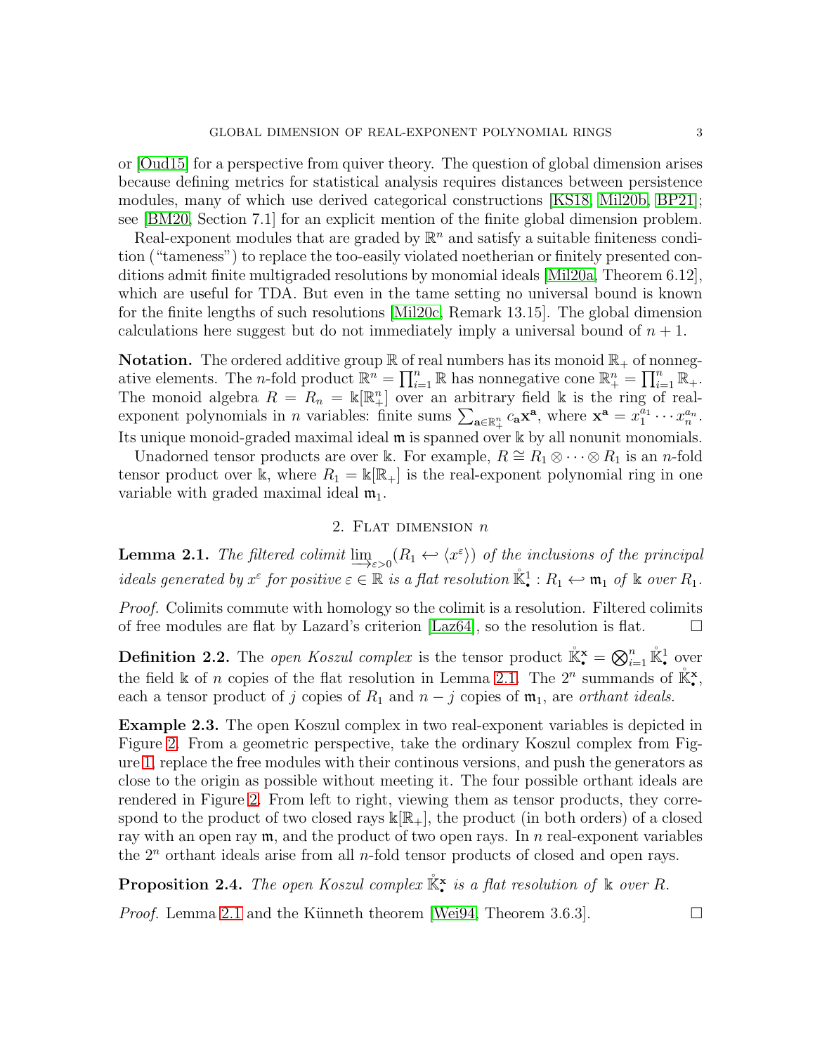or [Oud15] for a perspective from quiver theory. The question of global dimension arises because defining metrics for statistical analysis requires distances between persistence modules, many of which use derived categorical constructions [KS18, Mil20b, BP21]; see [BM20, Section 7.1] for an explicit mention of the finite global dimension problem.

Real-exponent modules that are graded by $\mathbb{R}^n$ and satisfy a suitable finiteness condition ("tameness") to replace the too-easily violated noetherian or finitely presented conditions admit finite multigraded resolutions by monomial ideals [Mil20a, Theorem 6.12], which are useful for TDA. But even in the tame setting no universal bound is known for the finite lengths of such resolutions [Mil20c, Remark 13.15]. The global dimension calculations here suggest but do not immediately imply a universal bound of $n+1$.

**Notation.** The ordered additive group $\mathbb{R}$ of real numbers has its monoid $\mathbb{R}_+$ of nonnegative elements. The $n$-fold product $\mathbb{R}^n = \prod_{i=1}^n \mathbb{R}$ has nonnegative cone $\mathbb{R}^n_+ = \prod_{i=1}^n \mathbb{R}_+$. The monoid algebra $R = R_n = \Bbbk[\mathbb{R}^n_+]$ over an arbitrary field $\Bbbk$ is the ring of real-exponent polynomials in $n$ variables: finite sums $\sum_{\mathbf{a}\in\mathbb{R}^n_+} c_{\mathbf{a}}\mathbf{x}^{\mathbf{a}}$, where $\mathbf{x}^{\mathbf{a}} = x_1^{a_1}\cdots x_n^{a_n}$. Its unique monoid-graded maximal ideal $\mathfrak{m}$ is spanned over $\Bbbk$ by all nonunit monomials.

Unadorned tensor products are over $\Bbbk$. For example, $R \cong R_1 \otimes \cdots \otimes R_1$ is an $n$-fold tensor product over $\Bbbk$, where $R_1 = \Bbbk[\mathbb{R}_+]$ is the real-exponent polynomial ring in one variable with graded maximal ideal $\mathfrak{m}_1$.

## 2. Flat dimension $n$

**Lemma 2.1.** *The filtered colimit $\varinjlim_{\varepsilon>0}(R_1 \hookleftarrow \langle x^\varepsilon\rangle)$ of the inclusions of the principal ideals generated by $x^\varepsilon$ for positive $\varepsilon \in \mathbb{R}$ is a flat resolution $\mathring{\mathbb{K}}^1_\bullet : R_1 \hookleftarrow \mathfrak{m}_1$ of $\Bbbk$ over $R_1$.*

*Proof.* Colimits commute with homology so the colimit is a resolution. Filtered colimits of free modules are flat by Lazard's criterion [Laz64], so the resolution is flat. $\square$

**Definition 2.2.** The *open Koszul complex* is the tensor product $\mathring{\mathbb{K}}^{\mathbf{x}}_\bullet = \bigotimes_{i=1}^n \mathring{\mathbb{K}}^1_\bullet$ over the field $\Bbbk$ of $n$ copies of the flat resolution in Lemma 2.1. The $2^n$ summands of $\mathring{\mathbb{K}}^{\mathbf{x}}_\bullet$, each a tensor product of $j$ copies of $R_1$ and $n-j$ copies of $\mathfrak{m}_1$, are *orthant ideals*.

**Example 2.3.** The open Koszul complex in two real-exponent variables is depicted in Figure 2. From a geometric perspective, take the ordinary Koszul complex from Figure 1, replace the free modules with their continous versions, and push the generators as close to the origin as possible without meeting it. The four possible orthant ideals are rendered in Figure 2. From left to right, viewing them as tensor products, they correspond to the product of two closed rays $\Bbbk[\mathbb{R}_+]$, the product (in both orders) of a closed ray with an open ray $\mathfrak{m}$, and the product of two open rays. In $n$ real-exponent variables the $2^n$ orthant ideals arise from all $n$-fold tensor products of closed and open rays.

**Proposition 2.4.** *The open Koszul complex $\mathring{\mathbb{K}}^{\mathbf{x}}_\bullet$ is a flat resolution of $\Bbbk$ over $R$.*

*Proof.* Lemma 2.1 and the Künneth theorem [Wei94, Theorem 3.6.3]. $\square$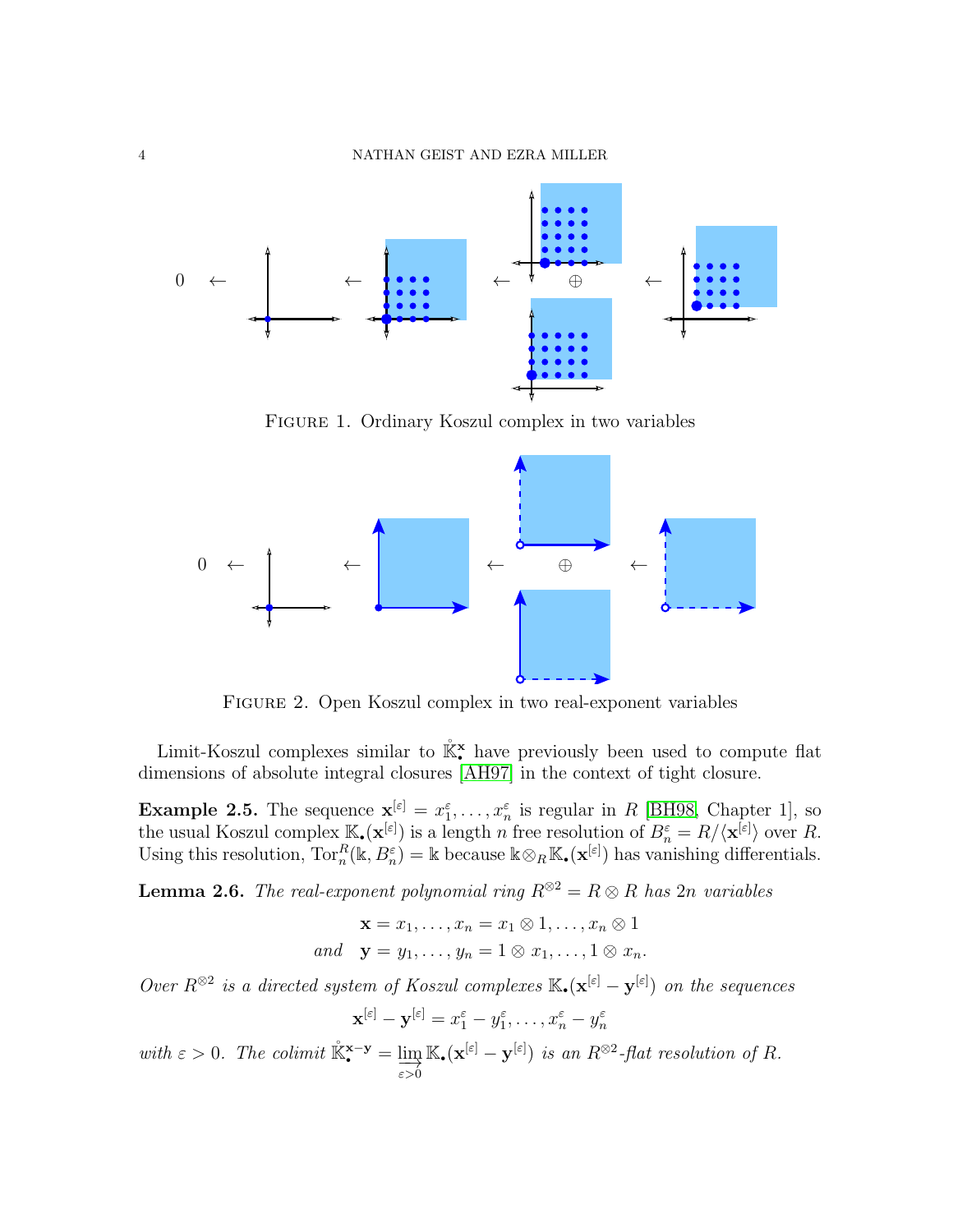FIGURE 1. Ordinary Koszul complex in two variables

FIGURE 2. Open Koszul complex in two real-exponent variables

Limit-Koszul complexes similar to $\mathring{\mathbb{K}}^{\mathbf{x}}_{\bullet}$ have previously been used to compute flat dimensions of absolute integral closures [AH97] in the context of tight closure.

**Example 2.5.** The sequence $\mathbf{x}^{[\varepsilon]} = x_1^{\varepsilon}, \ldots, x_n^{\varepsilon}$ is regular in $R$ [BH98, Chapter 1], so the usual Koszul complex $\mathbb{K}_{\bullet}(\mathbf{x}^{[\varepsilon]})$ is a length $n$ free resolution of $B_n^{\varepsilon} = R/\langle \mathbf{x}^{[\varepsilon]}\rangle$ over $R$. Using this resolution, $\operatorname{Tor}_n^R(\Bbbk, B_n^{\varepsilon}) = \Bbbk$ because $\Bbbk \otimes_R \mathbb{K}_{\bullet}(\mathbf{x}^{[\varepsilon]})$ has vanishing differentials.

**Lemma 2.6.** *The real-exponent polynomial ring $R^{\otimes 2} = R \otimes R$ has $2n$ variables*

$$\begin{aligned} \mathbf{x} &= x_1, \ldots, x_n = x_1 \otimes 1, \ldots, x_n \otimes 1 \\ \text{and} \quad \mathbf{y} &= y_1, \ldots, y_n = 1 \otimes x_1, \ldots, 1 \otimes x_n. \end{aligned}$$

*Over $R^{\otimes 2}$ is a directed system of Koszul complexes $\mathbb{K}_{\bullet}(\mathbf{x}^{[\varepsilon]} - \mathbf{y}^{[\varepsilon]})$ on the sequences*

$$\mathbf{x}^{[\varepsilon]} - \mathbf{y}^{[\varepsilon]} = x_1^{\varepsilon} - y_1^{\varepsilon}, \ldots, x_n^{\varepsilon} - y_n^{\varepsilon}$$

*with $\varepsilon > 0$. The colimit $\mathring{\mathbb{K}}^{\mathbf{x}-\mathbf{y}}_{\bullet} = \varinjlim_{\varepsilon>0} \mathbb{K}_{\bullet}(\mathbf{x}^{[\varepsilon]} - \mathbf{y}^{[\varepsilon]})$ is an $R^{\otimes 2}$-flat resolution of $R$.*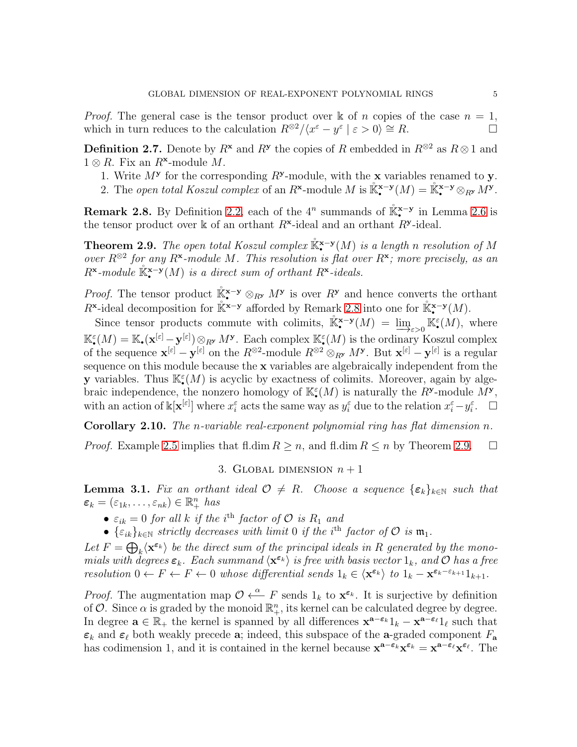*Proof.* The general case is the tensor product over $\Bbbk$ of $n$ copies of the case $n = 1$, which in turn reduces to the calculation $R^{\otimes 2}/\langle x^\varepsilon - y^\varepsilon \mid \varepsilon > 0\rangle \cong R$. $\square$

**Definition 2.7.** Denote by $R^{\mathbf{x}}$ and $R^{\mathbf{y}}$ the copies of $R$ embedded in $R^{\otimes 2}$ as $R \otimes 1$ and $1 \otimes R$. Fix an $R^{\mathbf{x}}$-module $M$.

1. Write $M^{\mathbf{y}}$ for the corresponding $R^{\mathbf{y}}$-module, with the $\mathbf{x}$ variables renamed to $\mathbf{y}$.
2. The *open total Koszul complex* of an $R^{\mathbf{x}}$-module $M$ is $\mathring{\mathbb{K}}_\bullet^{\mathbf{x}-\mathbf{y}}(M) = \mathring{\mathbb{K}}_\bullet^{\mathbf{x}-\mathbf{y}} \otimes_{R^{\mathbf{y}}} M^{\mathbf{y}}$.

**Remark 2.8.** By Definition 2.2, each of the $4^n$ summands of $\mathring{\mathbb{K}}_\bullet^{\mathbf{x}-\mathbf{y}}$ in Lemma 2.6 is the tensor product over $\Bbbk$ of an orthant $R^{\mathbf{x}}$-ideal and an orthant $R^{\mathbf{y}}$-ideal.

**Theorem 2.9.** *The open total Koszul complex $\mathring{\mathbb{K}}_\bullet^{\mathbf{x}-\mathbf{y}}(M)$ is a length $n$ resolution of $M$ over $R^{\otimes 2}$ for any $R^{\mathbf{x}}$-module $M$. This resolution is flat over $R^{\mathbf{x}}$; more precisely, as an $R^{\mathbf{x}}$-module $\mathring{\mathbb{K}}_\bullet^{\mathbf{x}-\mathbf{y}}(M)$ is a direct sum of orthant $R^{\mathbf{x}}$-ideals.*

*Proof.* The tensor product $\mathring{\mathbb{K}}_\bullet^{\mathbf{x}-\mathbf{y}} \otimes_{R^{\mathbf{y}}} M^{\mathbf{y}}$ is over $R^{\mathbf{y}}$ and hence converts the orthant $R^{\mathbf{x}}$-ideal decomposition for $\mathring{\mathbb{K}}_\bullet^{\mathbf{x}-\mathbf{y}}$ afforded by Remark 2.8 into one for $\mathring{\mathbb{K}}_\bullet^{\mathbf{x}-\mathbf{y}}(M)$.

Since tensor products commute with colimits, $\mathring{\mathbb{K}}_\bullet^{\mathbf{x}-\mathbf{y}}(M) = \varinjlim_{\varepsilon>0} \mathbb{K}_\bullet^\varepsilon(M)$, where $\mathbb{K}_\bullet^\varepsilon(M) = \mathbb{K}_\bullet(\mathbf{x}^{[\varepsilon]} - \mathbf{y}^{[\varepsilon]}) \otimes_{R^{\mathbf{y}}} M^{\mathbf{y}}$. Each complex $\mathbb{K}_\bullet^\varepsilon(M)$ is the ordinary Koszul complex of the sequence $\mathbf{x}^{[\varepsilon]} - \mathbf{y}^{[\varepsilon]}$ on the $R^{\otimes 2}$-module $R^{\otimes 2} \otimes_{R^{\mathbf{y}}} M^{\mathbf{y}}$. But $\mathbf{x}^{[\varepsilon]} - \mathbf{y}^{[\varepsilon]}$ is a regular sequence on this module because the $\mathbf{x}$ variables are algebraically independent from the $\mathbf{y}$ variables. Thus $\mathbb{K}_\bullet^\varepsilon(M)$ is acyclic by exactness of colimits. Moreover, again by algebraic independence, the nonzero homology of $\mathbb{K}_\bullet^\varepsilon(M)$ is naturally the $R^{\mathbf{y}}$-module $M^{\mathbf{y}}$, with an action of $\Bbbk[\mathbf{x}^{[\varepsilon]}]$ where $x_i^\varepsilon$ acts the same way as $y_i^\varepsilon$ due to the relation $x_i^\varepsilon - y_i^\varepsilon$. $\square$

**Corollary 2.10.** *The $n$-variable real-exponent polynomial ring has flat dimension $n$.*

*Proof.* Example 2.5 implies that $\operatorname{fl.dim} R \geq n$, and $\operatorname{fl.dim} R \leq n$ by Theorem 2.9. $\square$

## 3. Global dimension $n + 1$

**Lemma 3.1.** *Fix an orthant ideal $\mathcal{O} \neq R$. Choose a sequence $\{\boldsymbol{\varepsilon}_k\}_{k\in\mathbb{N}}$ such that $\boldsymbol{\varepsilon}_k = (\varepsilon_{1k}, \ldots, \varepsilon_{nk}) \in \mathbb{R}_+^n$ has*

- *$\varepsilon_{ik} = 0$ for all $k$ if the $i^{\text{th}}$ factor of $\mathcal{O}$ is $R_1$ and*
- *$\{\varepsilon_{ik}\}_{k\in\mathbb{N}}$ strictly decreases with limit $0$ if the $i^{\text{th}}$ factor of $\mathcal{O}$ is $\mathfrak{m}_1$.*

*Let $F = \bigoplus_k \langle \mathbf{x}^{\boldsymbol{\varepsilon}_k}\rangle$ be the direct sum of the principal ideals in $R$ generated by the monomials with degrees $\boldsymbol{\varepsilon}_k$. Each summand $\langle \mathbf{x}^{\boldsymbol{\varepsilon}_k}\rangle$ is free with basis vector $1_k$, and $\mathcal{O}$ has a free resolution $0 \leftarrow F \leftarrow F \leftarrow 0$ whose differential sends $1_k \in \langle \mathbf{x}^{\boldsymbol{\varepsilon}_k}\rangle$ to $1_k - \mathbf{x}^{\boldsymbol{\varepsilon}_k - \boldsymbol{\varepsilon}_{k+1}} 1_{k+1}$.*

*Proof.* The augmentation map $\mathcal{O} \xleftarrow{\alpha} F$ sends $1_k$ to $\mathbf{x}^{\boldsymbol{\varepsilon}_k}$. It is surjective by definition of $\mathcal{O}$. Since $\alpha$ is graded by the monoid $\mathbb{R}_+^n$, its kernel can be calculated degree by degree. In degree $\mathbf{a} \in \mathbb{R}_+$ the kernel is spanned by all differences $\mathbf{x}^{\mathbf{a}-\boldsymbol{\varepsilon}_k} 1_k - \mathbf{x}^{\mathbf{a}-\boldsymbol{\varepsilon}_\ell} 1_\ell$ such that $\boldsymbol{\varepsilon}_k$ and $\boldsymbol{\varepsilon}_\ell$ both weakly precede $\mathbf{a}$; indeed, this subspace of the $\mathbf{a}$-graded component $F_{\mathbf{a}}$ has codimension 1, and it is contained in the kernel because $\mathbf{x}^{\mathbf{a}-\boldsymbol{\varepsilon}_k}\mathbf{x}^{\boldsymbol{\varepsilon}_k} = \mathbf{x}^{\mathbf{a}-\boldsymbol{\varepsilon}_\ell}\mathbf{x}^{\boldsymbol{\varepsilon}_\ell}$. The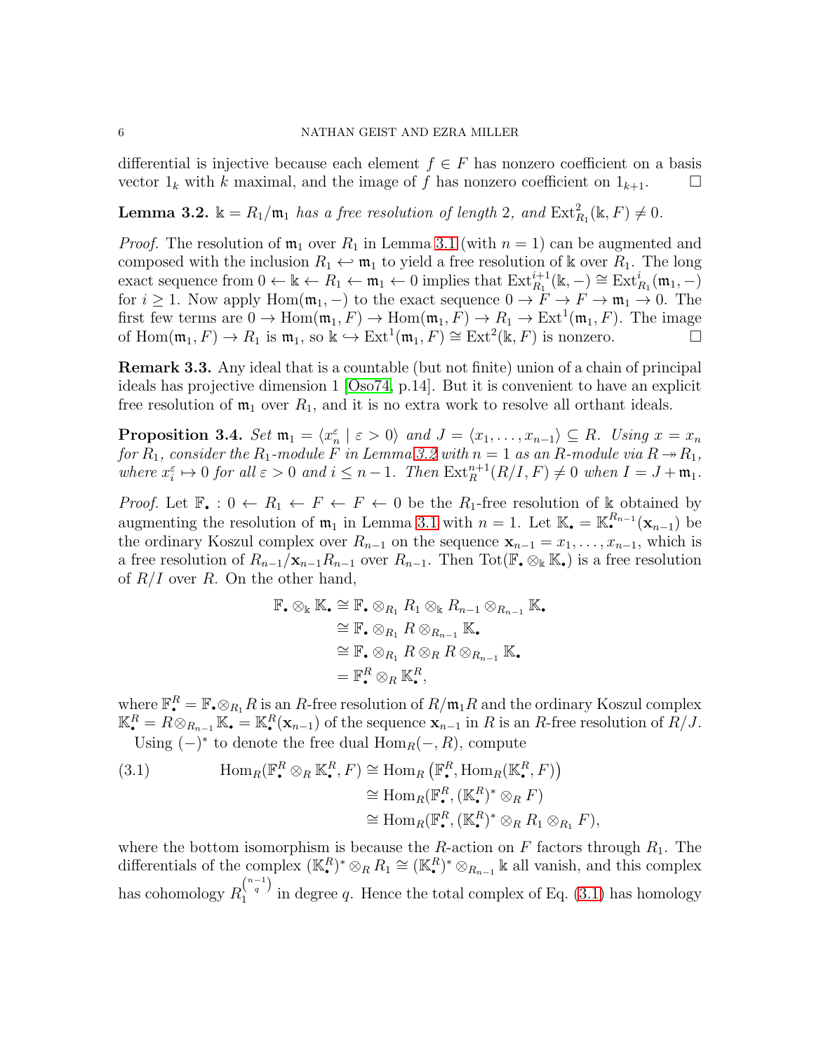differential is injective because each element $f \in F$ has nonzero coefficient on a basis vector $1_k$ with $k$ maximal, and the image of $f$ has nonzero coefficient on $1_{k+1}$. $\square$

**Lemma 3.2.** *$\Bbbk = R_1/\mathfrak{m}_1$ has a free resolution of length 2, and $\operatorname{Ext}^2_{R_1}(\Bbbk, F) \neq 0$.*

*Proof.* The resolution of $\mathfrak{m}_1$ over $R_1$ in Lemma 3.1 (with $n = 1$) can be augmented and composed with the inclusion $R_1 \hookleftarrow \mathfrak{m}_1$ to yield a free resolution of $\Bbbk$ over $R_1$. The long exact sequence from $0 \leftarrow \Bbbk \leftarrow R_1 \leftarrow \mathfrak{m}_1 \leftarrow 0$ implies that $\operatorname{Ext}^{i+1}_{R_1}(\Bbbk, -) \cong \operatorname{Ext}^i_{R_1}(\mathfrak{m}_1, -)$ for $i \geq 1$. Now apply $\operatorname{Hom}(\mathfrak{m}_1, -)$ to the exact sequence $0 \to F \to F \to \mathfrak{m}_1 \to 0$. The first few terms are $0 \to \operatorname{Hom}(\mathfrak{m}_1, F) \to \operatorname{Hom}(\mathfrak{m}_1, F) \to R_1 \to \operatorname{Ext}^1(\mathfrak{m}_1, F)$. The image of $\operatorname{Hom}(\mathfrak{m}_1, F) \to R_1$ is $\mathfrak{m}_1$, so $\Bbbk \hookrightarrow \operatorname{Ext}^1(\mathfrak{m}_1, F) \cong \operatorname{Ext}^2(\Bbbk, F)$ is nonzero. $\square$

**Remark 3.3.** Any ideal that is a countable (but not finite) union of a chain of principal ideals has projective dimension 1 [Oso74, p.14]. But it is convenient to have an explicit free resolution of $\mathfrak{m}_1$ over $R_1$, and it is no extra work to resolve all orthant ideals.

**Proposition 3.4.** *Set $\mathfrak{m}_1 = \langle x_n^\varepsilon \mid \varepsilon > 0\rangle$ and $J = \langle x_1, \ldots, x_{n-1}\rangle \subseteq R$. Using $x = x_n$ for $R_1$, consider the $R_1$-module $F$ in Lemma 3.2 with $n = 1$ as an $R$-module via $R \twoheadrightarrow R_1$, where $x_i^\varepsilon \mapsto 0$ for all $\varepsilon > 0$ and $i \leq n-1$. Then $\operatorname{Ext}^{n+1}_R(R/I, F) \neq 0$ when $I = J + \mathfrak{m}_1$.*

*Proof.* Let $\mathbb{F}_\bullet : 0 \leftarrow R_1 \leftarrow F \leftarrow F \leftarrow 0$ be the $R_1$-free resolution of $\Bbbk$ obtained by augmenting the resolution of $\mathfrak{m}_1$ in Lemma 3.1 with $n = 1$. Let $\mathbb{K}_\bullet = \mathbb{K}_\bullet^{R_{n-1}}(\mathbf{x}_{n-1})$ be the ordinary Koszul complex over $R_{n-1}$ on the sequence $\mathbf{x}_{n-1} = x_1, \ldots, x_{n-1}$, which is a free resolution of $R_{n-1}/\mathbf{x}_{n-1}R_{n-1}$ over $R_{n-1}$. Then $\operatorname{Tot}(\mathbb{F}_\bullet \otimes_\Bbbk \mathbb{K}_\bullet)$ is a free resolution of $R/I$ over $R$. On the other hand,

$$
\begin{aligned}
\mathbb{F}_\bullet \otimes_\Bbbk \mathbb{K}_\bullet &\cong \mathbb{F}_\bullet \otimes_{R_1} R_1 \otimes_\Bbbk R_{n-1} \otimes_{R_{n-1}} \mathbb{K}_\bullet \\
&\cong \mathbb{F}_\bullet \otimes_{R_1} R \otimes_{R_{n-1}} \mathbb{K}_\bullet \\
&\cong \mathbb{F}_\bullet \otimes_{R_1} R \otimes_R R \otimes_{R_{n-1}} \mathbb{K}_\bullet \\
&= \mathbb{F}_\bullet^R \otimes_R \mathbb{K}_\bullet^R,
\end{aligned}
$$

where $\mathbb{F}_\bullet^R = \mathbb{F}_\bullet \otimes_{R_1} R$ is an $R$-free resolution of $R/\mathfrak{m}_1 R$ and the ordinary Koszul complex $\mathbb{K}_\bullet^R = R \otimes_{R_{n-1}} \mathbb{K}_\bullet = \mathbb{K}_\bullet^R(\mathbf{x}_{n-1})$ of the sequence $\mathbf{x}_{n-1}$ in $R$ is an $R$-free resolution of $R/J$.

Using $(-)^*$ to denote the free dual $\operatorname{Hom}_R(-, R)$, compute

$$
\begin{aligned}
\operatorname{Hom}_R(\mathbb{F}_\bullet^R \otimes_R \mathbb{K}_\bullet^R, F) &\cong \operatorname{Hom}_R\big(\mathbb{F}_\bullet^R, \operatorname{Hom}_R(\mathbb{K}_\bullet^R, F)\big) \\
&\cong \operatorname{Hom}_R(\mathbb{F}_\bullet^R, (\mathbb{K}_\bullet^R)^* \otimes_R F) \\
&\cong \operatorname{Hom}_R(\mathbb{F}_\bullet^R, (\mathbb{K}_\bullet^R)^* \otimes_R R_1 \otimes_{R_1} F),
\end{aligned}
\tag{3.1}
$$

where the bottom isomorphism is because the $R$-action on $F$ factors through $R_1$. The differentials of the complex $(\mathbb{K}_\bullet^R)^* \otimes_R R_1 \cong (\mathbb{K}_\bullet^R)^* \otimes_{R_{n-1}} \Bbbk$ all vanish, and this complex has cohomology $R_1^{\binom{n-1}{q}}$ in degree $q$. Hence the total complex of Eq. (3.1) has homology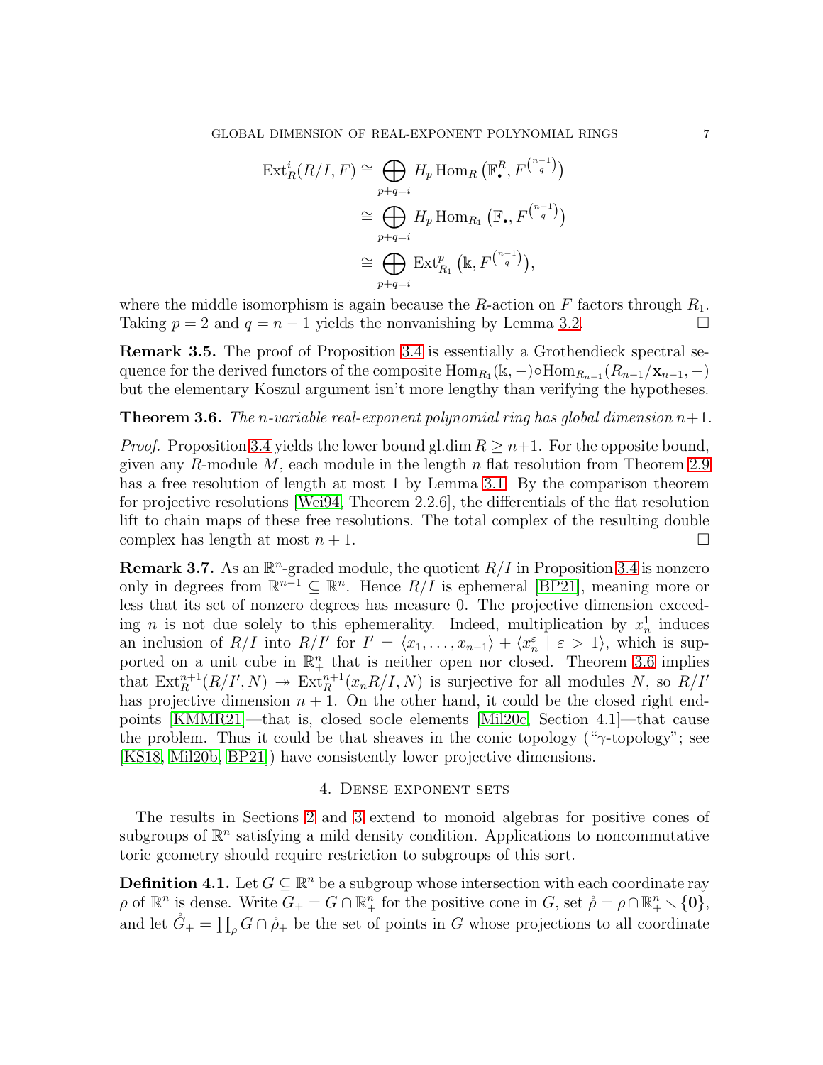$$
\begin{aligned}
\operatorname{Ext}^i_R(R/I, F) &\cong \bigoplus_{p+q=i} H_p \operatorname{Hom}_R\left(\mathbb{F}^R_\bullet, F^{\binom{n-1}{q}}\right)\\
&\cong \bigoplus_{p+q=i} H_p \operatorname{Hom}_{R_1}\left(\mathbb{F}_\bullet, F^{\binom{n-1}{q}}\right)\\
&\cong \bigoplus_{p+q=i} \operatorname{Ext}^p_{R_1}\left(\Bbbk, F^{\binom{n-1}{q}}\right),
\end{aligned}
$$

where the middle isomorphism is again because the $R$-action on $F$ factors through $R_1$. Taking $p = 2$ and $q = n - 1$ yields the nonvanishing by Lemma 3.2. □

**Remark 3.5.** The proof of Proposition 3.4 is essentially a Grothendieck spectral sequence for the derived functors of the composite $\operatorname{Hom}_{R_1}(\Bbbk, -) \circ \operatorname{Hom}_{R_{n-1}}(R_{n-1}/\mathbf{x}_{n-1}, -)$ but the elementary Koszul argument isn't more lengthy than verifying the hypotheses.

**Theorem 3.6.** *The $n$-variable real-exponent polynomial ring has global dimension $n+1$.*

*Proof.* Proposition 3.4 yields the lower bound $\operatorname{gl.dim} R \geq n+1$. For the opposite bound, given any $R$-module $M$, each module in the length $n$ flat resolution from Theorem 2.9 has a free resolution of length at most 1 by Lemma 3.1. By the comparison theorem for projective resolutions [Wei94, Theorem 2.2.6], the differentials of the flat resolution lift to chain maps of these free resolutions. The total complex of the resulting double complex has length at most $n + 1$. □

**Remark 3.7.** As an $\mathbb{R}^n$-graded module, the quotient $R/I$ in Proposition 3.4 is nonzero only in degrees from $\mathbb{R}^{n-1} \subseteq \mathbb{R}^n$. Hence $R/I$ is ephemeral [BP21], meaning more or less that its set of nonzero degrees has measure 0. The projective dimension exceeding $n$ is not due solely to this ephemerality. Indeed, multiplication by $x_n^1$ induces an inclusion of $R/I$ into $R/I'$ for $I' = \langle x_1, \ldots, x_{n-1}\rangle + \langle x_n^\varepsilon \mid \varepsilon > 1\rangle$, which is supported on a unit cube in $\mathbb{R}^n_+$ that is neither open nor closed. Theorem 3.6 implies that $\operatorname{Ext}^{n+1}_R(R/I', N) \twoheadrightarrow \operatorname{Ext}^{n+1}_R(x_n R/I, N)$ is surjective for all modules $N$, so $R/I'$ has projective dimension $n + 1$. On the other hand, it could be the closed right endpoints [KMMR21]—that is, closed socle elements [Mil20c, Section 4.1]—that cause the problem. Thus it could be that sheaves in the conic topology ("$\gamma$-topology"; see [KS18, Mil20b, BP21]) have consistently lower projective dimensions.

## 4. Dense exponent sets

The results in Sections 2 and 3 extend to monoid algebras for positive cones of subgroups of $\mathbb{R}^n$ satisfying a mild density condition. Applications to noncommutative toric geometry should require restriction to subgroups of this sort.

**Definition 4.1.** Let $G \subseteq \mathbb{R}^n$ be a subgroup whose intersection with each coordinate ray $\rho$ of $\mathbb{R}^n$ is dense. Write $G_+ = G \cap \mathbb{R}^n_+$ for the positive cone in $G$, set $\mathring{\rho} = \rho \cap \mathbb{R}^n_+ \smallsetminus \{\mathbf{0}\}$, and let $\mathring{G}_+ = \prod_\rho G \cap \mathring{\rho}_+$ be the set of points in $G$ whose projections to all coordinate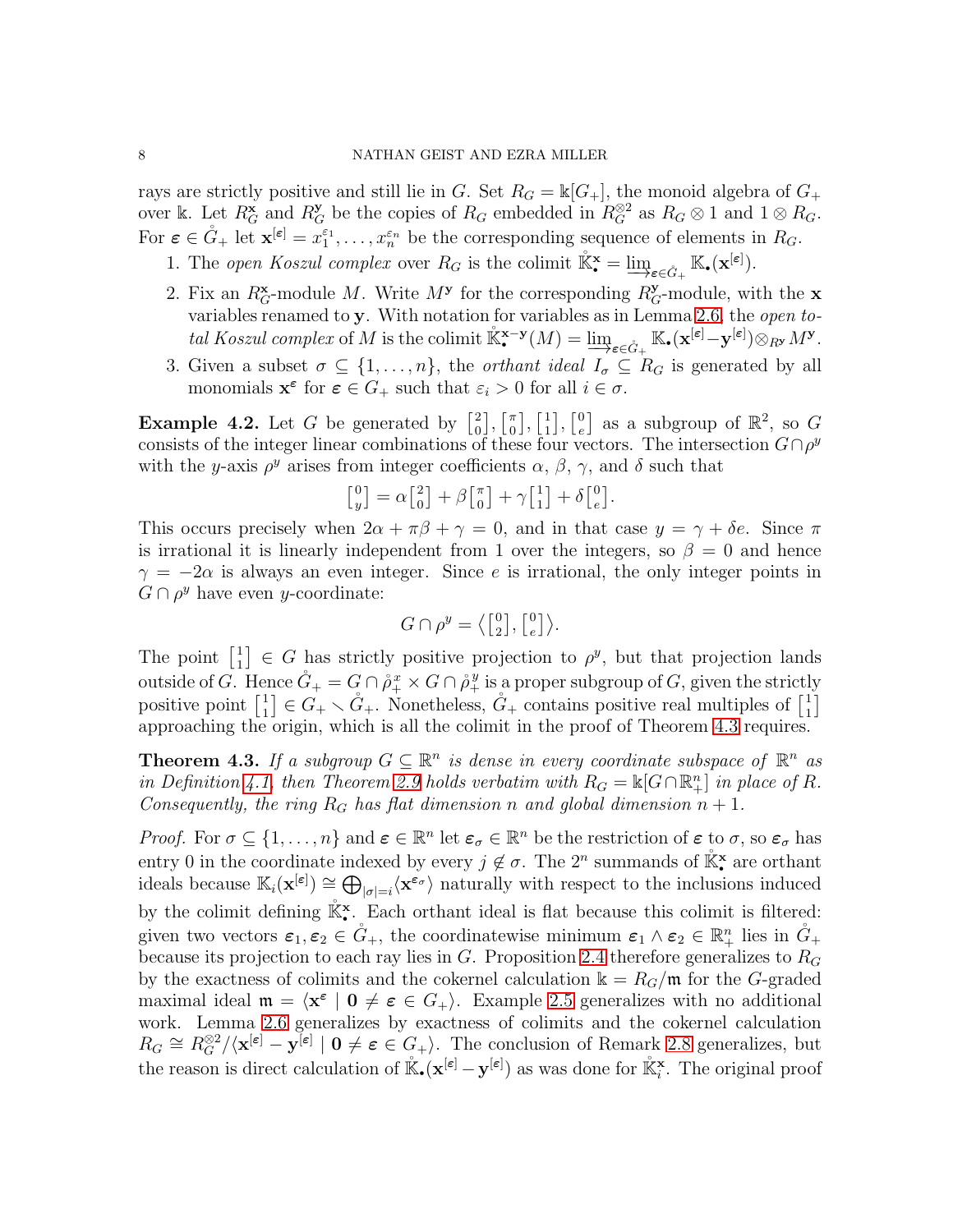rays are strictly positive and still lie in $G$. Set $R_G = \Bbbk[G_+]$, the monoid algebra of $G_+$ over $\Bbbk$. Let $R_G^{\mathbf{x}}$ and $R_G^{\mathbf{y}}$ be the copies of $R_G$ embedded in $R_G^{\otimes 2}$ as $R_G \otimes 1$ and $1 \otimes R_G$. For $\boldsymbol{\varepsilon} \in \mathring{G}_+$ let $\mathbf{x}^{[\boldsymbol{\varepsilon}]} = x_1^{\varepsilon_1}, \ldots, x_n^{\varepsilon_n}$ be the corresponding sequence of elements in $R_G$.

1. The *open Koszul complex* over $R_G$ is the colimit $\mathring{\mathbb{K}}_\bullet^{\mathbf{x}} = \varinjlim_{\boldsymbol{\varepsilon} \in \mathring{G}_+} \mathbb{K}_\bullet(\mathbf{x}^{[\boldsymbol{\varepsilon}]})$.
2. Fix an $R_G^{\mathbf{x}}$-module $M$. Write $M^{\mathbf{y}}$ for the corresponding $R_G^{\mathbf{y}}$-module, with the $\mathbf{x}$ variables renamed to $\mathbf{y}$. With notation for variables as in Lemma 2.6, the *open total Koszul complex* of $M$ is the colimit $\mathring{\mathbb{K}}_\bullet^{\mathbf{x}-\mathbf{y}}(M) = \varinjlim_{\boldsymbol{\varepsilon} \in \mathring{G}_+} \mathbb{K}_\bullet(\mathbf{x}^{[\boldsymbol{\varepsilon}]} - \mathbf{y}^{[\boldsymbol{\varepsilon}]}) \otimes_{R^{\mathbf{y}}} M^{\mathbf{y}}$.
3. Given a subset $\sigma \subseteq \{1, \ldots, n\}$, the *orthant ideal* $I_\sigma \subseteq R_G$ is generated by all monomials $\mathbf{x}^{\boldsymbol{\varepsilon}}$ for $\boldsymbol{\varepsilon} \in G_+$ such that $\varepsilon_i > 0$ for all $i \in \sigma$.

**Example 4.2.** Let $G$ be generated by $\left[\begin{smallmatrix}2\\0\end{smallmatrix}\right], \left[\begin{smallmatrix}\pi\\0\end{smallmatrix}\right], \left[\begin{smallmatrix}1\\1\end{smallmatrix}\right], \left[\begin{smallmatrix}0\\e\end{smallmatrix}\right]$ as a subgroup of $\mathbb{R}^2$, so $G$ consists of the integer linear combinations of these four vectors. The intersection $G \cap \rho^y$ with the $y$-axis $\rho^y$ arises from integer coefficients $\alpha$, $\beta$, $\gamma$, and $\delta$ such that

$$\left[\begin{smallmatrix}0\\y\end{smallmatrix}\right] = \alpha\left[\begin{smallmatrix}2\\0\end{smallmatrix}\right] + \beta\left[\begin{smallmatrix}\pi\\0\end{smallmatrix}\right] + \gamma\left[\begin{smallmatrix}1\\1\end{smallmatrix}\right] + \delta\left[\begin{smallmatrix}0\\e\end{smallmatrix}\right].$$

This occurs precisely when $2\alpha + \pi\beta + \gamma = 0$, and in that case $y = \gamma + \delta e$. Since $\pi$ is irrational it is linearly independent from 1 over the integers, so $\beta = 0$ and hence $\gamma = -2\alpha$ is always an even integer. Since $e$ is irrational, the only integer points in $G \cap \rho^y$ have even $y$-coordinate:

$$G \cap \rho^y = \left\langle \left[\begin{smallmatrix}0\\2\end{smallmatrix}\right], \left[\begin{smallmatrix}0\\e\end{smallmatrix}\right] \right\rangle.$$

The point $\left[\begin{smallmatrix}1\\1\end{smallmatrix}\right] \in G$ has strictly positive projection to $\rho^y$, but that projection lands outside of $G$. Hence $\mathring{G}_+ = G \cap \mathring{\rho}_+^x \times G \cap \mathring{\rho}_+^y$ is a proper subgroup of $G$, given the strictly positive point $\left[\begin{smallmatrix}1\\1\end{smallmatrix}\right] \in G_+ \smallsetminus \mathring{G}_+$. Nonetheless, $\mathring{G}_+$ contains positive real multiples of $\left[\begin{smallmatrix}1\\1\end{smallmatrix}\right]$ approaching the origin, which is all the colimit in the proof of Theorem 4.3 requires.

**Theorem 4.3.** *If a subgroup $G \subseteq \mathbb{R}^n$ is dense in every coordinate subspace of $\mathbb{R}^n$ as in Definition 4.1, then Theorem 2.9 holds verbatim with $R_G = \Bbbk[G \cap \mathbb{R}^n_+]$ in place of $R$. Consequently, the ring $R_G$ has flat dimension $n$ and global dimension $n + 1$.*

*Proof.* For $\sigma \subseteq \{1, \ldots, n\}$ and $\boldsymbol{\varepsilon} \in \mathbb{R}^n$ let $\boldsymbol{\varepsilon}_\sigma \in \mathbb{R}^n$ be the restriction of $\boldsymbol{\varepsilon}$ to $\sigma$, so $\boldsymbol{\varepsilon}_\sigma$ has entry 0 in the coordinate indexed by every $j \notin \sigma$. The $2^n$ summands of $\mathring{\mathbb{K}}_\bullet^{\mathbf{x}}$ are orthant ideals because $\mathbb{K}_i(\mathbf{x}^{[\boldsymbol{\varepsilon}]}) \cong \bigoplus_{|\sigma|=i} \langle \mathbf{x}^{\boldsymbol{\varepsilon}_\sigma} \rangle$ naturally with respect to the inclusions induced by the colimit defining $\mathring{\mathbb{K}}_\bullet^{\mathbf{x}}$. Each orthant ideal is flat because this colimit is filtered: given two vectors $\boldsymbol{\varepsilon}_1, \boldsymbol{\varepsilon}_2 \in \mathring{G}_+$, the coordinatewise minimum $\boldsymbol{\varepsilon}_1 \wedge \boldsymbol{\varepsilon}_2 \in \mathbb{R}^n_+$ lies in $\mathring{G}_+$ because its projection to each ray lies in $G$. Proposition 2.4 therefore generalizes to $R_G$ by the exactness of colimits and the cokernel calculation $\Bbbk = R_G/\mathfrak{m}$ for the $G$-graded maximal ideal $\mathfrak{m} = \langle \mathbf{x}^{\boldsymbol{\varepsilon}} \mid \mathbf{0} \neq \boldsymbol{\varepsilon} \in G_+ \rangle$. Example 2.5 generalizes with no additional work. Lemma 2.6 generalizes by exactness of colimits and the cokernel calculation $R_G \cong R_G^{\otimes 2}/\langle \mathbf{x}^{[\boldsymbol{\varepsilon}]} - \mathbf{y}^{[\boldsymbol{\varepsilon}]} \mid \mathbf{0} \neq \boldsymbol{\varepsilon} \in G_+ \rangle$. The conclusion of Remark 2.8 generalizes, but the reason is direct calculation of $\mathring{\mathbb{K}}_\bullet(\mathbf{x}^{[\boldsymbol{\varepsilon}]} - \mathbf{y}^{[\boldsymbol{\varepsilon}]})$ as was done for $\mathring{\mathbb{K}}_i^{\mathbf{x}}$. The original proof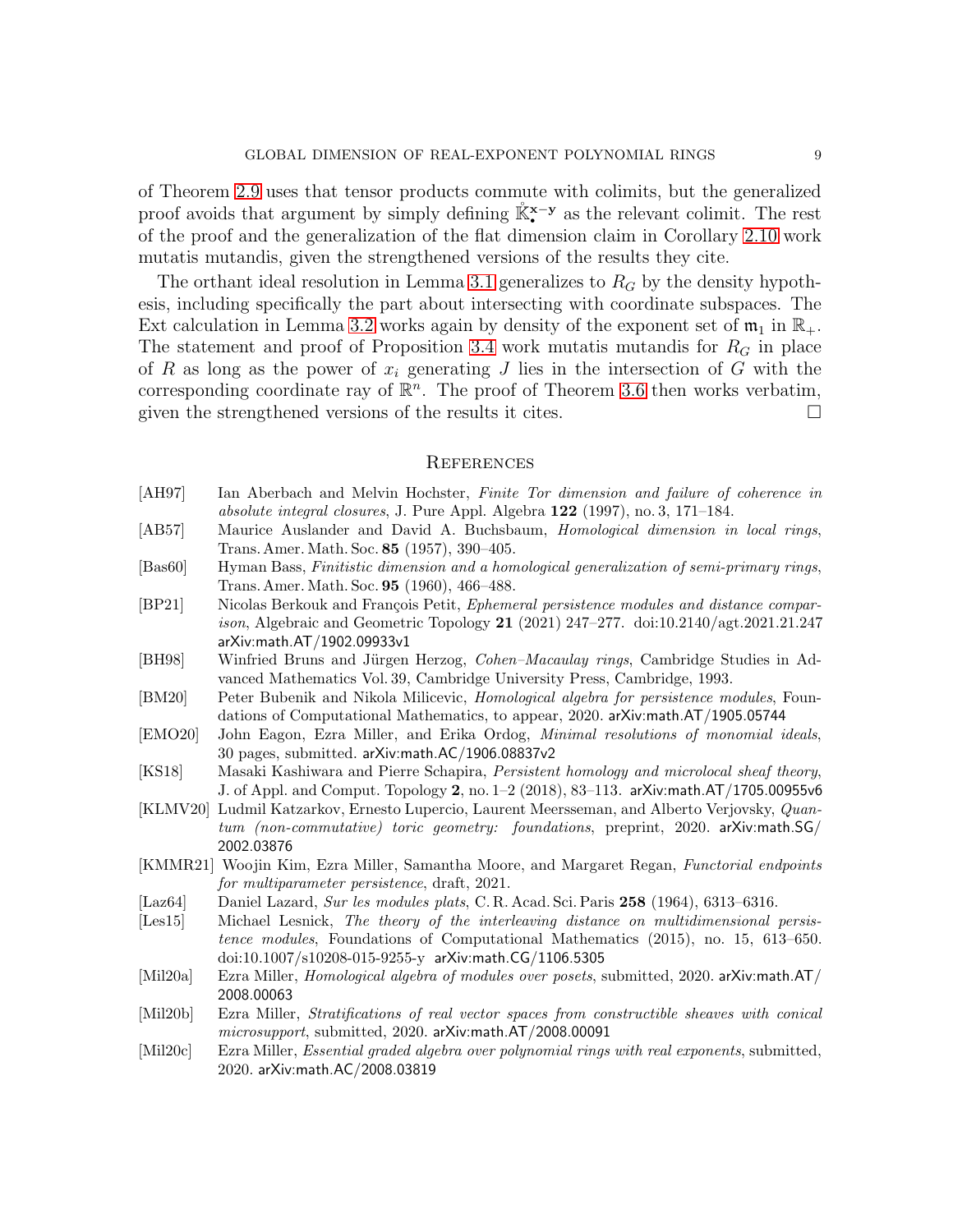of Theorem 2.9 uses that tensor products commute with colimits, but the generalized proof avoids that argument by simply defining $\mathring{\mathbb{K}}_{\bullet}^{\mathbf{x}-\mathbf{y}}$ as the relevant colimit. The rest of the proof and the generalization of the flat dimension claim in Corollary 2.10 work mutatis mutandis, given the strengthened versions of the results they cite.

The orthant ideal resolution in Lemma 3.1 generalizes to $R_G$ by the density hypothesis, including specifically the part about intersecting with coordinate subspaces. The Ext calculation in Lemma 3.2 works again by density of the exponent set of $\mathfrak{m}_1$ in $\mathbb{R}_+$. The statement and proof of Proposition 3.4 work mutatis mutandis for $R_G$ in place of $R$ as long as the power of $x_i$ generating $J$ lies in the intersection of $G$ with the corresponding coordinate ray of $\mathbb{R}^n$. The proof of Theorem 3.6 then works verbatim, given the strengthened versions of the results it cites. □

## References

[AH97] Ian Aberbach and Melvin Hochster, *Finite Tor dimension and failure of coherence in absolute integral closures*, J. Pure Appl. Algebra **122** (1997), no. 3, 171–184.

[AB57] Maurice Auslander and David A. Buchsbaum, *Homological dimension in local rings*, Trans. Amer. Math. Soc. **85** (1957), 390–405.

[Bas60] Hyman Bass, *Finitistic dimension and a homological generalization of semi-primary rings*, Trans. Amer. Math. Soc. **95** (1960), 466–488.

[BP21] Nicolas Berkouk and François Petit, *Ephemeral persistence modules and distance comparison*, Algebraic and Geometric Topology **21** (2021) 247–277. doi:10.2140/agt.2021.21.247 arXiv:math.AT/1902.09933v1

[BH98] Winfried Bruns and Jürgen Herzog, *Cohen–Macaulay rings*, Cambridge Studies in Advanced Mathematics Vol. 39, Cambridge University Press, Cambridge, 1993.

[BM20] Peter Bubenik and Nikola Milicevic, *Homological algebra for persistence modules*, Foundations of Computational Mathematics, to appear, 2020. arXiv:math.AT/1905.05744

[EMO20] John Eagon, Ezra Miller, and Erika Ordog, *Minimal resolutions of monomial ideals*, 30 pages, submitted. arXiv:math.AC/1906.08837v2

[KS18] Masaki Kashiwara and Pierre Schapira, *Persistent homology and microlocal sheaf theory*, J. of Appl. and Comput. Topology **2**, no. 1–2 (2018), 83–113. arXiv:math.AT/1705.00955v6

[KLMV20] Ludmil Katzarkov, Ernesto Lupercio, Laurent Meersseman, and Alberto Verjovsky, *Quantum (non-commutative) toric geometry: foundations*, preprint, 2020. arXiv:math.SG/2002.03876

[KMMR21] Woojin Kim, Ezra Miller, Samantha Moore, and Margaret Regan, *Functorial endpoints for multiparameter persistence*, draft, 2021.

[Laz64] Daniel Lazard, *Sur les modules plats*, C. R. Acad. Sci. Paris **258** (1964), 6313–6316.

[Les15] Michael Lesnick, *The theory of the interleaving distance on multidimensional persistence modules*, Foundations of Computational Mathematics (2015), no. 15, 613–650. doi:10.1007/s10208-015-9255-y arXiv:math.CG/1106.5305

[Mil20a] Ezra Miller, *Homological algebra of modules over posets*, submitted, 2020. arXiv:math.AT/2008.00063

[Mil20b] Ezra Miller, *Stratifications of real vector spaces from constructible sheaves with conical microsupport*, submitted, 2020. arXiv:math.AT/2008.00091

[Mil20c] Ezra Miller, *Essential graded algebra over polynomial rings with real exponents*, submitted, 2020. arXiv:math.AC/2008.03819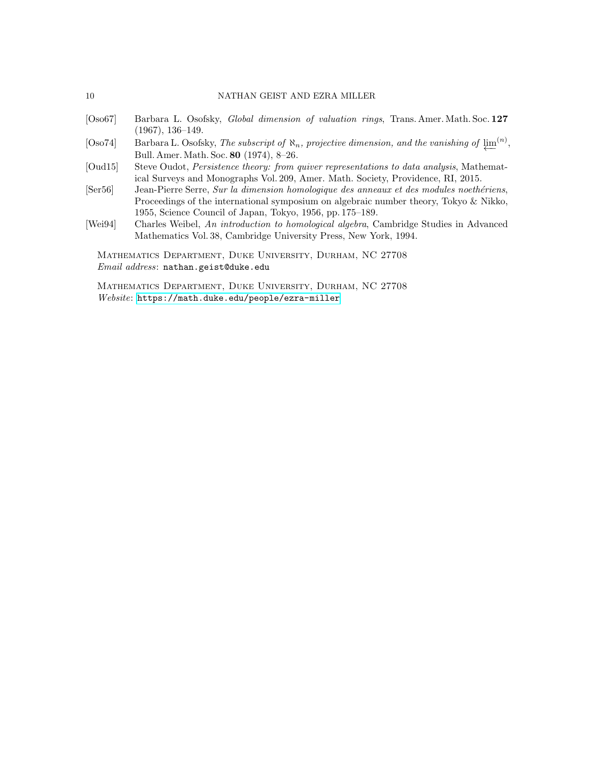[Oso67] Barbara L. Osofsky, *Global dimension of valuation rings*, Trans. Amer. Math. Soc. **127** (1967), 136–149.

[Oso74] Barbara L. Osofsky, *The subscript of $\aleph_n$, projective dimension, and the vanishing of $\varprojlim^{(n)}$*, Bull. Amer. Math. Soc. **80** (1974), 8–26.

[Oud15] Steve Oudot, *Persistence theory: from quiver representations to data analysis*, Mathematical Surveys and Monographs Vol. 209, Amer. Math. Society, Providence, RI, 2015.

[Ser56] Jean-Pierre Serre, *Sur la dimension homologique des anneaux et des modules noethériens*, Proceedings of the international symposium on algebraic number theory, Tokyo & Nikko, 1955, Science Council of Japan, Tokyo, 1956, pp. 175–189.

[Wei94] Charles Weibel, *An introduction to homological algebra*, Cambridge Studies in Advanced Mathematics Vol. 38, Cambridge University Press, New York, 1994.

Mathematics Department, Duke University, Durham, NC 27708
*Email address*: nathan.geist@duke.edu

Mathematics Department, Duke University, Durham, NC 27708
*Website*: https://math.duke.edu/people/ezra-miller